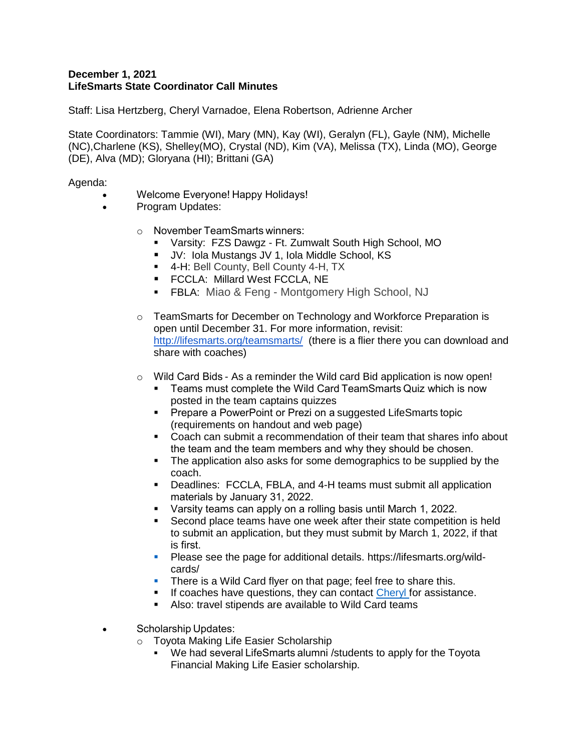**December 1, 2021**
**LifeSmarts State Coordinator Call Minutes**

Staff: Lisa Hertzberg, Cheryl Varnadoe, Elena Robertson, Adrienne Archer

State Coordinators: Tammie (WI), Mary (MN), Kay (WI), Geralyn (FL), Gayle (NM), Michelle (NC),Charlene (KS), Shelley(MO), Crystal (ND), Kim (VA), Melissa (TX), Linda (MO), George (DE), Alva (MD); Gloryana (HI); Brittani (GA)

Agenda:

- Welcome Everyone! Happy Holidays!
- Program Updates:
    - November TeamSmarts winners:
        - Varsity: FZS Dawgz - Ft. Zumwalt South High School, MO
        - JV: Iola Mustangs JV 1, Iola Middle School, KS
        - 4-H: Bell County, Bell County 4-H, TX
        - FCCLA: Millard West FCCLA, NE
        - FBLA: Miao & Feng - Montgomery High School, NJ
    - TeamSmarts for December on Technology and Workforce Preparation is open until December 31. For more information, revisit: http://lifesmarts.org/teamsmarts/ (there is a flier there you can download and share with coaches)
    - Wild Card Bids - As a reminder the Wild card Bid application is now open!
        - Teams must complete the Wild Card TeamSmarts Quiz which is now posted in the team captains quizzes
        - Prepare a PowerPoint or Prezi on a suggested LifeSmarts topic (requirements on handout and web page)
        - Coach can submit a recommendation of their team that shares info about the team and the team members and why they should be chosen.
        - The application also asks for some demographics to be supplied by the coach.
        - Deadlines: FCCLA, FBLA, and 4-H teams must submit all application materials by January 31, 2022.
        - Varsity teams can apply on a rolling basis until March 1, 2022.
        - Second place teams have one week after their state competition is held to submit an application, but they must submit by March 1, 2022, if that is first.
        - Please see the page for additional details. https://lifesmarts.org/wild-cards/
        - There is a Wild Card flyer on that page; feel free to share this.
        - If coaches have questions, they can contact Cheryl for assistance.
        - Also: travel stipends are available to Wild Card teams
- Scholarship Updates:
    - Toyota Making Life Easier Scholarship
        - We had several LifeSmarts alumni /students to apply for the Toyota Financial Making Life Easier scholarship.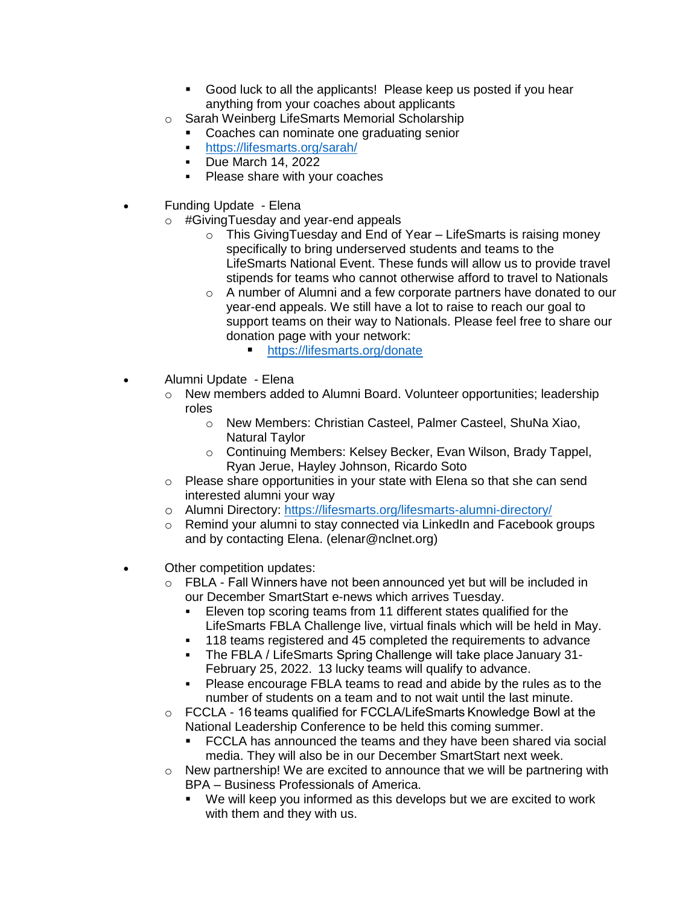- Good luck to all the applicants! Please keep us posted if you hear anything from your coaches about applicants
    - Sarah Weinberg LifeSmarts Memorial Scholarship
        - Coaches can nominate one graduating senior
        - https://lifesmarts.org/sarah/
        - Due March 14, 2022
        - Please share with your coaches

- Funding Update - Elena
    - #GivingTuesday and year-end appeals
        - This GivingTuesday and End of Year – LifeSmarts is raising money specifically to bring underserved students and teams to the LifeSmarts National Event. These funds will allow us to provide travel stipends for teams who cannot otherwise afford to travel to Nationals
        - A number of Alumni and a few corporate partners have donated to our year-end appeals. We still have a lot to raise to reach our goal to support teams on their way to Nationals. Please feel free to share our donation page with your network:
            - https://lifesmarts.org/donate

- Alumni Update - Elena
    - New members added to Alumni Board. Volunteer opportunities; leadership roles
        - New Members: Christian Casteel, Palmer Casteel, ShuNa Xiao, Natural Taylor
        - Continuing Members: Kelsey Becker, Evan Wilson, Brady Tappel, Ryan Jerue, Hayley Johnson, Ricardo Soto
    - Please share opportunities in your state with Elena so that she can send interested alumni your way
    - Alumni Directory: https://lifesmarts.org/lifesmarts-alumni-directory/
    - Remind your alumni to stay connected via LinkedIn and Facebook groups and by contacting Elena. (elenar@nclnet.org)

- Other competition updates:
    - FBLA - Fall Winners have not been announced yet but will be included in our December SmartStart e-news which arrives Tuesday.
        - Eleven top scoring teams from 11 different states qualified for the LifeSmarts FBLA Challenge live, virtual finals which will be held in May.
        - 118 teams registered and 45 completed the requirements to advance
        - The FBLA / LifeSmarts Spring Challenge will take place January 31-February 25, 2022. 13 lucky teams will qualify to advance.
        - Please encourage FBLA teams to read and abide by the rules as to the number of students on a team and to not wait until the last minute.
    - FCCLA - 16 teams qualified for FCCLA/LifeSmarts Knowledge Bowl at the National Leadership Conference to be held this coming summer.
        - FCCLA has announced the teams and they have been shared via social media. They will also be in our December SmartStart next week.
    - New partnership! We are excited to announce that we will be partnering with BPA – Business Professionals of America.
        - We will keep you informed as this develops but we are excited to work with them and they with us.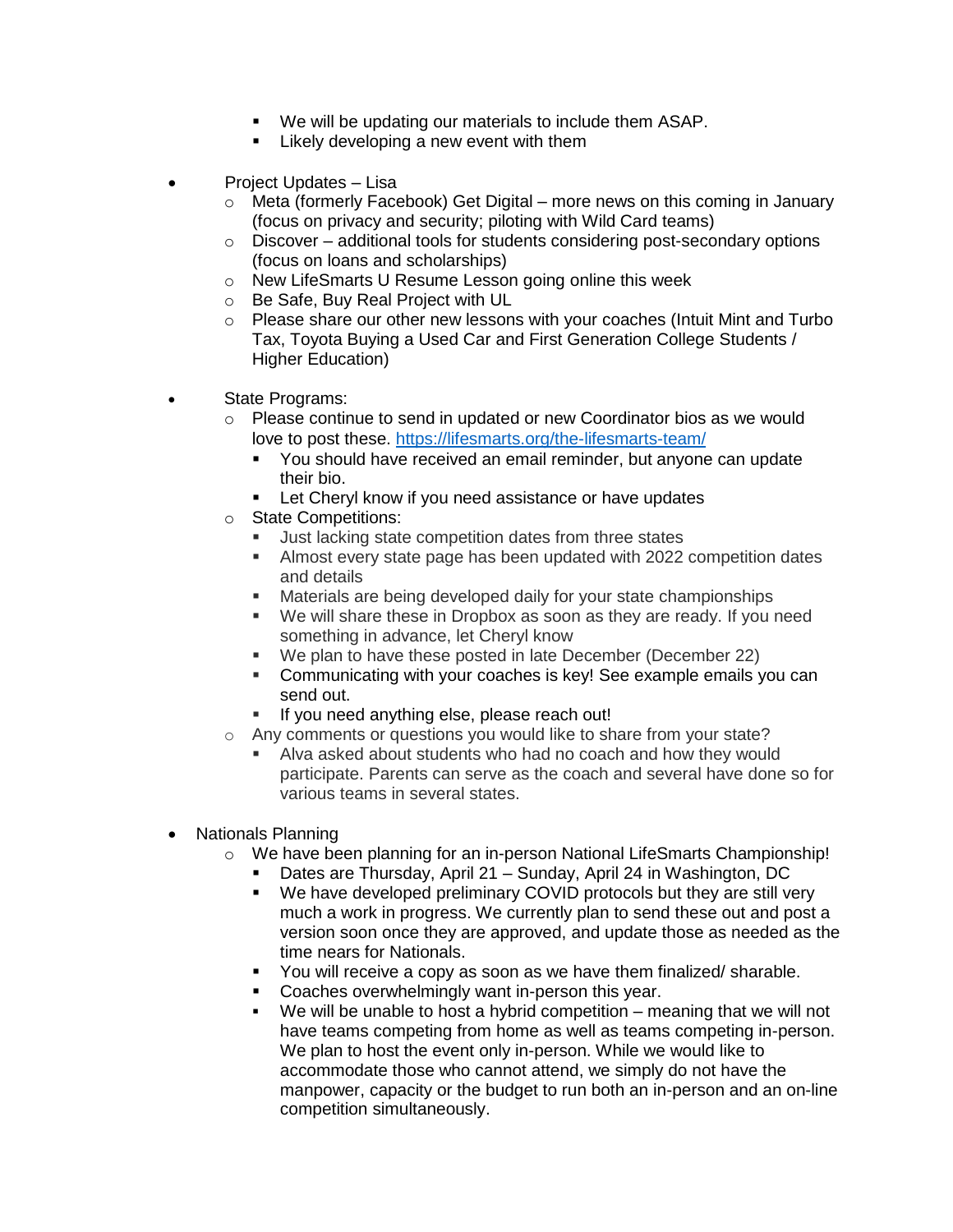- We will be updating our materials to include them ASAP.
        - Likely developing a new event with them

- Project Updates – Lisa
    - Meta (formerly Facebook) Get Digital – more news on this coming in January (focus on privacy and security; piloting with Wild Card teams)
    - Discover – additional tools for students considering post-secondary options (focus on loans and scholarships)
    - New LifeSmarts U Resume Lesson going online this week
    - Be Safe, Buy Real Project with UL
    - Please share our other new lessons with your coaches (Intuit Mint and Turbo Tax, Toyota Buying a Used Car and First Generation College Students / Higher Education)

- State Programs:
    - Please continue to send in updated or new Coordinator bios as we would love to post these. [https://lifesmarts.org/the-lifesmarts-team/](https://lifesmarts.org/the-lifesmarts-team/)
        - You should have received an email reminder, but anyone can update their bio.
        - Let Cheryl know if you need assistance or have updates
    - State Competitions:
        - Just lacking state competition dates from three states
        - Almost every state page has been updated with 2022 competition dates and details
        - Materials are being developed daily for your state championships
        - We will share these in Dropbox as soon as they are ready. If you need something in advance, let Cheryl know
        - We plan to have these posted in late December (December 22)
        - Communicating with your coaches is key! See example emails you can send out.
        - If you need anything else, please reach out!
    - Any comments or questions you would like to share from your state?
        - Alva asked about students who had no coach and how they would participate. Parents can serve as the coach and several have done so for various teams in several states.

- Nationals Planning
    - We have been planning for an in-person National LifeSmarts Championship!
        - Dates are Thursday, April 21 – Sunday, April 24 in Washington, DC
        - We have developed preliminary COVID protocols but they are still very much a work in progress. We currently plan to send these out and post a version soon once they are approved, and update those as needed as the time nears for Nationals.
        - You will receive a copy as soon as we have them finalized/ sharable.
        - Coaches overwhelmingly want in-person this year.
        - We will be unable to host a hybrid competition – meaning that we will not have teams competing from home as well as teams competing in-person. We plan to host the event only in-person. While we would like to accommodate those who cannot attend, we simply do not have the manpower, capacity or the budget to run both an in-person and an on-line competition simultaneously.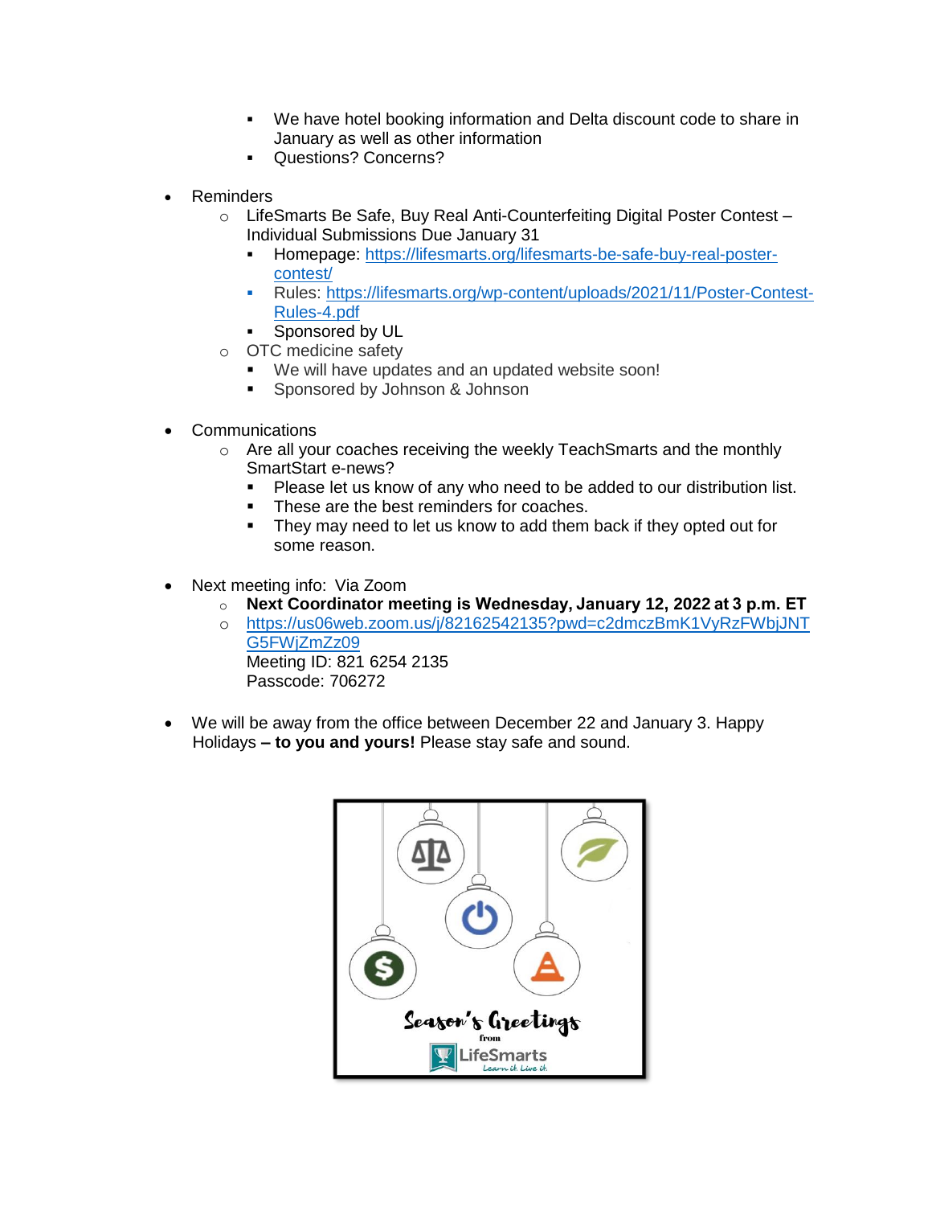- We have hotel booking information and Delta discount code to share in January as well as other information
    - Questions? Concerns?

- Reminders
  - LifeSmarts Be Safe, Buy Real Anti-Counterfeiting Digital Poster Contest – Individual Submissions Due January 31
    - Homepage: https://lifesmarts.org/lifesmarts-be-safe-buy-real-poster-contest/
    - Rules: https://lifesmarts.org/wp-content/uploads/2021/11/Poster-Contest-Rules-4.pdf
    - Sponsored by UL
  - OTC medicine safety
    - We will have updates and an updated website soon!
    - Sponsored by Johnson & Johnson

- Communications
  - Are all your coaches receiving the weekly TeachSmarts and the monthly SmartStart e-news?
    - Please let us know of any who need to be added to our distribution list.
    - These are the best reminders for coaches.
    - They may need to let us know to add them back if they opted out for some reason.

- Next meeting info: Via Zoom
  - **Next Coordinator meeting is Wednesday, January 12, 2022 at 3 p.m. ET**
  - https://us06web.zoom.us/j/82162542135?pwd=c2dmczBmK1VyRzFWbjJNTG5FWjZmZz09
    Meeting ID: 821 6254 2135
    Passcode: 706272

- We will be away from the office between December 22 and January 3. Happy Holidays **– to you and yours!** Please stay safe and sound.

Season's Greetings
from
LifeSmarts
Learn it. Live it.